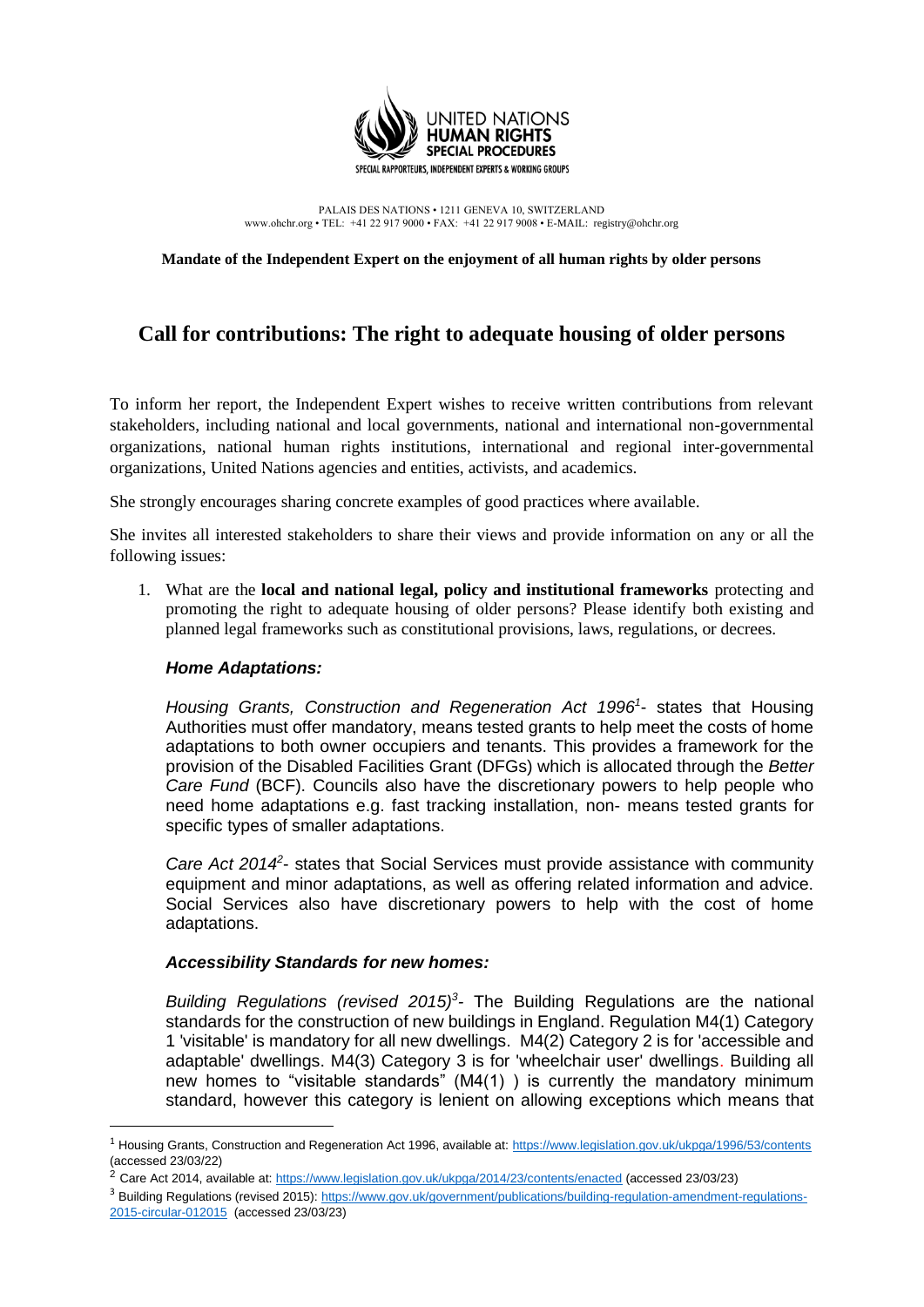UNITED NATIONS
**HUMAN RIGHTS**
**SPECIAL PROCEDURES**
SPECIAL RAPPORTEURS, INDEPENDENT EXPERTS & WORKING GROUPS

PALAIS DES NATIONS • 1211 GENEVA 10, SWITZERLAND
www.ohchr.org • TEL: +41 22 917 9000 • FAX: +41 22 917 9008 • E-MAIL: registry@ohchr.org

**Mandate of the Independent Expert on the enjoyment of all human rights by older persons**

# Call for contributions: The right to adequate housing of older persons

To inform her report, the Independent Expert wishes to receive written contributions from relevant stakeholders, including national and local governments, national and international non-governmental organizations, national human rights institutions, international and regional inter-governmental organizations, United Nations agencies and entities, activists, and academics.

She strongly encourages sharing concrete examples of good practices where available.

She invites all interested stakeholders to share their views and provide information on any or all the following issues:

1. What are the **local and national legal, policy and institutional frameworks** protecting and promoting the right to adequate housing of older persons? Please identify both existing and planned legal frameworks such as constitutional provisions, laws, regulations, or decrees.

   ***Home Adaptations:***

   *Housing Grants, Construction and Regeneration Act 1996*[1]- states that Housing Authorities must offer mandatory, means tested grants to help meet the costs of home adaptations to both owner occupiers and tenants. This provides a framework for the provision of the Disabled Facilities Grant (DFGs) which is allocated through the *Better Care Fund* (BCF). Councils also have the discretionary powers to help people who need home adaptations e.g. fast tracking installation, non- means tested grants for specific types of smaller adaptations.

   *Care Act 2014*[2]- states that Social Services must provide assistance with community equipment and minor adaptations, as well as offering related information and advice. Social Services also have discretionary powers to help with the cost of home adaptations.

   ***Accessibility Standards for new homes:***

   *Building Regulations (revised 2015)*[3]- The Building Regulations are the national standards for the construction of new buildings in England. Regulation M4(1) Category 1 'visitable' is mandatory for all new dwellings. M4(2) Category 2 is for 'accessible and adaptable' dwellings. M4(3) Category 3 is for 'wheelchair user' dwellings. Building all new homes to "visitable standards" (M4(1) ) is currently the mandatory minimum standard, however this category is lenient on allowing exceptions which means that

---

[1] Housing Grants, Construction and Regeneration Act 1996, available at: https://www.legislation.gov.uk/ukpga/1996/53/contents (accessed 23/03/22)

[2] Care Act 2014, available at: https://www.legislation.gov.uk/ukpga/2014/23/contents/enacted (accessed 23/03/23)

[3] Building Regulations (revised 2015): https://www.gov.uk/government/publications/building-regulation-amendment-regulations-2015-circular-012015 (accessed 23/03/23)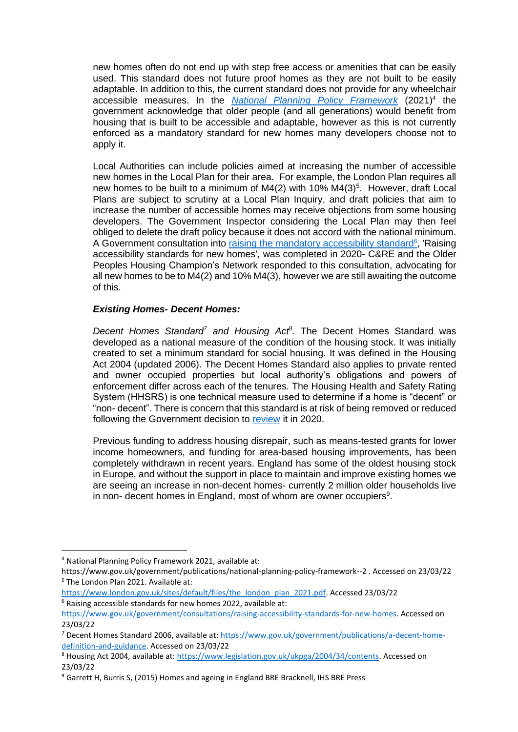new homes often do not end up with step free access or amenities that can be easily used. This standard does not future proof homes as they are not built to be easily adaptable. In addition to this, the current standard does not provide for any wheelchair accessible measures. In the *National Planning Policy Framework* (2021)[4] the government acknowledge that older people (and all generations) would benefit from housing that is built to be accessible and adaptable, however as this is not currently enforced as a mandatory standard for new homes many developers choose not to apply it.

Local Authorities can include policies aimed at increasing the number of accessible new homes in the Local Plan for their area. For example, the London Plan requires all new homes to be built to a minimum of M4(2) with 10% M4(3)[5]. However, draft Local Plans are subject to scrutiny at a Local Plan Inquiry, and draft policies that aim to increase the number of accessible homes may receive objections from some housing developers. The Government Inspector considering the Local Plan may then feel obliged to delete the draft policy because it does not accord with the national minimum. A Government consultation into raising the mandatory accessibility standard[6], 'Raising accessibility standards for new homes', was completed in 2020- C&RE and the Older Peoples Housing Champion's Network responded to this consultation, advocating for all new homes to be to M4(2) and 10% M4(3), however we are still awaiting the outcome of this.

***Existing Homes- Decent Homes:***

*Decent Homes Standard[7] and Housing Act[8]*. The Decent Homes Standard was developed as a national measure of the condition of the housing stock. It was initially created to set a minimum standard for social housing. It was defined in the Housing Act 2004 (updated 2006). The Decent Homes Standard also applies to private rented and owner occupied properties but local authority's obligations and powers of enforcement differ across each of the tenures. The Housing Health and Safety Rating System (HHSRS) is one technical measure used to determine if a home is "decent" or "non- decent". There is concern that this standard is at risk of being removed or reduced following the Government decision to review it in 2020.

Previous funding to address housing disrepair, such as means-tested grants for lower income homeowners, and funding for area-based housing improvements, has been completely withdrawn in recent years. England has some of the oldest housing stock in Europe, and without the support in place to maintain and improve existing homes we are seeing an increase in non-decent homes- currently 2 million older households live in non- decent homes in England, most of whom are owner occupiers[9].

---

[4] National Planning Policy Framework 2021, available at: https://www.gov.uk/government/publications/national-planning-policy-framework--2 . Accessed on 23/03/22

[5] The London Plan 2021. Available at: https://www.london.gov.uk/sites/default/files/the_london_plan_2021.pdf. Accessed 23/03/22

[6] Raising accessible standards for new homes 2022, available at: https://www.gov.uk/government/consultations/raising-accessibility-standards-for-new-homes. Accessed on 23/03/22

[7] Decent Homes Standard 2006, available at: https://www.gov.uk/government/publications/a-decent-home-definition-and-guidance. Accessed on 23/03/22

[8] Housing Act 2004, available at: https://www.legislation.gov.uk/ukpga/2004/34/contents. Accessed on 23/03/22

[9] Garrett H, Burris S, (2015) Homes and ageing in England BRE Bracknell, IHS BRE Press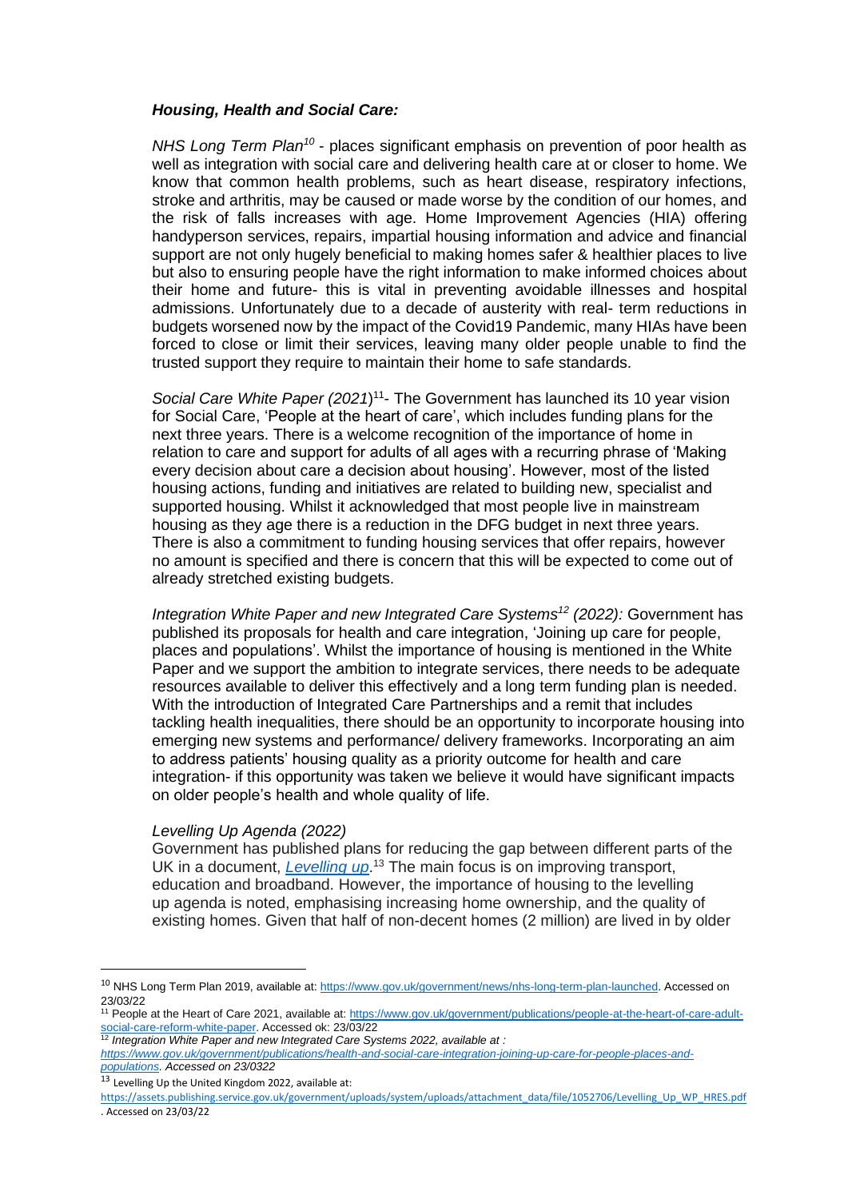***Housing, Health and Social Care:***

*NHS Long Term Plan*[10] - places significant emphasis on prevention of poor health as well as integration with social care and delivering health care at or closer to home. We know that common health problems, such as heart disease, respiratory infections, stroke and arthritis, may be caused or made worse by the condition of our homes, and the risk of falls increases with age. Home Improvement Agencies (HIA) offering handyperson services, repairs, impartial housing information and advice and financial support are not only hugely beneficial to making homes safer & healthier places to live but also to ensuring people have the right information to make informed choices about their home and future- this is vital in preventing avoidable illnesses and hospital admissions. Unfortunately due to a decade of austerity with real- term reductions in budgets worsened now by the impact of the Covid19 Pandemic, many HIAs have been forced to close or limit their services, leaving many older people unable to find the trusted support they require to maintain their home to safe standards.

*Social Care White Paper (2021*)[11]- The Government has launched its 10 year vision for Social Care, 'People at the heart of care', which includes funding plans for the next three years. There is a welcome recognition of the importance of home in relation to care and support for adults of all ages with a recurring phrase of 'Making every decision about care a decision about housing'. However, most of the listed housing actions, funding and initiatives are related to building new, specialist and supported housing. Whilst it acknowledged that most people live in mainstream housing as they age there is a reduction in the DFG budget in next three years. There is also a commitment to funding housing services that offer repairs, however no amount is specified and there is concern that this will be expected to come out of already stretched existing budgets.

*Integration White Paper and new Integrated Care Systems*[12] *(2022):* Government has published its proposals for health and care integration, 'Joining up care for people, places and populations'. Whilst the importance of housing is mentioned in the White Paper and we support the ambition to integrate services, there needs to be adequate resources available to deliver this effectively and a long term funding plan is needed. With the introduction of Integrated Care Partnerships and a remit that includes tackling health inequalities, there should be an opportunity to incorporate housing into emerging new systems and performance/ delivery frameworks. Incorporating an aim to address patients' housing quality as a priority outcome for health and care integration- if this opportunity was taken we believe it would have significant impacts on older people's health and whole quality of life.

*Levelling Up Agenda (2022)*

Government has published plans for reducing the gap between different parts of the UK in a document, [*Levelling up*](https://assets.publishing.service.gov.uk/government/uploads/system/uploads/attachment_data/file/1052706/Levelling_Up_WP_HRES.pdf).[13] The main focus is on improving transport, education and broadband. However, the importance of housing to the levelling up agenda is noted, emphasising increasing home ownership, and the quality of existing homes. Given that half of non-decent homes (2 million) are lived in by older

---

[10] NHS Long Term Plan 2019, available at: https://www.gov.uk/government/news/nhs-long-term-plan-launched. Accessed on 23/03/22

[11] People at the Heart of Care 2021, available at: https://www.gov.uk/government/publications/people-at-the-heart-of-care-adult-social-care-reform-white-paper. Accessed ok: 23/03/22

[12] *Integration White Paper and new Integrated Care Systems 2022, available at : https://www.gov.uk/government/publications/health-and-social-care-integration-joining-up-care-for-people-places-and-populations. Accessed on 23/0322*

[13] Levelling Up the United Kingdom 2022, available at: https://assets.publishing.service.gov.uk/government/uploads/system/uploads/attachment_data/file/1052706/Levelling_Up_WP_HRES.pdf . Accessed on 23/03/22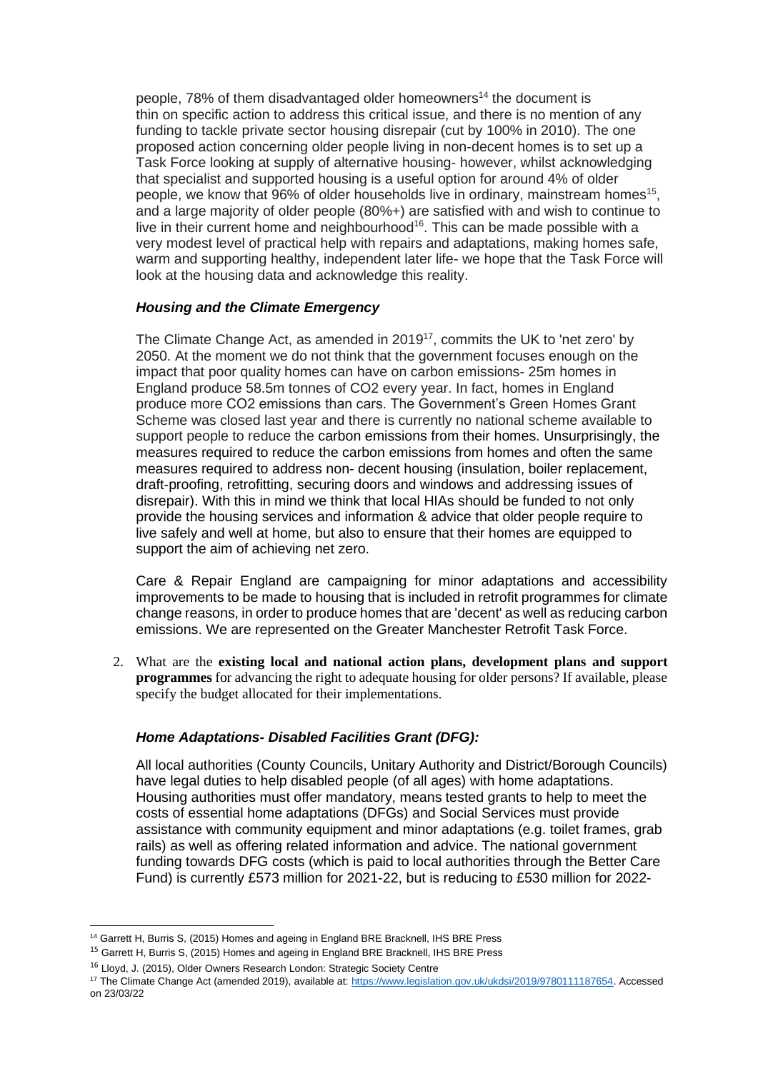people, 78% of them disadvantaged older homeowners[14] the document is thin on specific action to address this critical issue, and there is no mention of any funding to tackle private sector housing disrepair (cut by 100% in 2010). The one proposed action concerning older people living in non-decent homes is to set up a Task Force looking at supply of alternative housing- however, whilst acknowledging that specialist and supported housing is a useful option for around 4% of older people, we know that 96% of older households live in ordinary, mainstream homes[15], and a large majority of older people (80%+) are satisfied with and wish to continue to live in their current home and neighbourhood[16]. This can be made possible with a very modest level of practical help with repairs and adaptations, making homes safe, warm and supporting healthy, independent later life- we hope that the Task Force will look at the housing data and acknowledge this reality.

### *Housing and the Climate Emergency*

The Climate Change Act, as amended in 2019[17], commits the UK to 'net zero' by 2050. At the moment we do not think that the government focuses enough on the impact that poor quality homes can have on carbon emissions- 25m homes in England produce 58.5m tonnes of $CO_2$ every year. In fact, homes in England produce more $CO_2$ emissions than cars. The Government's Green Homes Grant Scheme was closed last year and there is currently no national scheme available to support people to reduce the carbon emissions from their homes. Unsurprisingly, the measures required to reduce the carbon emissions from homes and often the same measures required to address non- decent housing (insulation, boiler replacement, draft-proofing, retrofitting, securing doors and windows and addressing issues of disrepair). With this in mind we think that local HIAs should be funded to not only provide the housing services and information & advice that older people require to live safely and well at home, but also to ensure that their homes are equipped to support the aim of achieving net zero.

Care & Repair England are campaigning for minor adaptations and accessibility improvements to be made to housing that is included in retrofit programmes for climate change reasons, in order to produce homes that are 'decent' as well as reducing carbon emissions. We are represented on the Greater Manchester Retrofit Task Force.

2. What are the **existing local and national action plans, development plans and support programmes** for advancing the right to adequate housing for older persons? If available, please specify the budget allocated for their implementations.

### *Home Adaptations- Disabled Facilities Grant (DFG):*

All local authorities (County Councils, Unitary Authority and District/Borough Councils) have legal duties to help disabled people (of all ages) with home adaptations. Housing authorities must offer mandatory, means tested grants to help to meet the costs of essential home adaptations (DFGs) and Social Services must provide assistance with community equipment and minor adaptations (e.g. toilet frames, grab rails) as well as offering related information and advice. The national government funding towards DFG costs (which is paid to local authorities through the Better Care Fund) is currently £573 million for 2021-22, but is reducing to £530 million for 2022-

---

[14] Garrett H, Burris S, (2015) Homes and ageing in England BRE Bracknell, IHS BRE Press

[15] Garrett H, Burris S, (2015) Homes and ageing in England BRE Bracknell, IHS BRE Press

[16] Lloyd, J. (2015), Older Owners Research London: Strategic Society Centre

[17] The Climate Change Act (amended 2019), available at: https://www.legislation.gov.uk/ukdsi/2019/9780111187654. Accessed on 23/03/22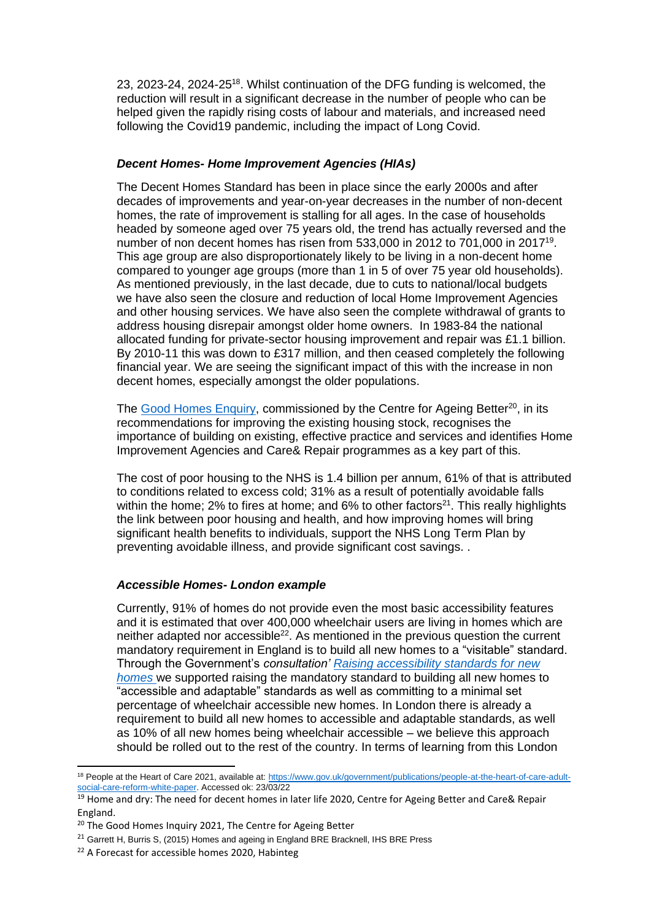23, 2023-24, 2024-25[18]. Whilst continuation of the DFG funding is welcomed, the reduction will result in a significant decrease in the number of people who can be helped given the rapidly rising costs of labour and materials, and increased need following the Covid19 pandemic, including the impact of Long Covid.

***Decent Homes- Home Improvement Agencies (HIAs)***

The Decent Homes Standard has been in place since the early 2000s and after decades of improvements and year-on-year decreases in the number of non-decent homes, the rate of improvement is stalling for all ages. In the case of households headed by someone aged over 75 years old, the trend has actually reversed and the number of non decent homes has risen from 533,000 in 2012 to 701,000 in 2017[19]. This age group are also disproportionately likely to be living in a non-decent home compared to younger age groups (more than 1 in 5 of over 75 year old households). As mentioned previously, in the last decade, due to cuts to national/local budgets we have also seen the closure and reduction of local Home Improvement Agencies and other housing services. We have also seen the complete withdrawal of grants to address housing disrepair amongst older home owners. In 1983-84 the national allocated funding for private-sector housing improvement and repair was £1.1 billion. By 2010-11 this was down to £317 million, and then ceased completely the following financial year. We are seeing the significant impact of this with the increase in non decent homes, especially amongst the older populations.

The [Good Homes Enquiry](), commissioned by the Centre for Ageing Better[20], in its recommendations for improving the existing housing stock, recognises the importance of building on existing, effective practice and services and identifies Home Improvement Agencies and Care& Repair programmes as a key part of this.

The cost of poor housing to the NHS is 1.4 billion per annum, 61% of that is attributed to conditions related to excess cold; 31% as a result of potentially avoidable falls within the home; 2% to fires at home; and 6% to other factors[21]. This really highlights the link between poor housing and health, and how improving homes will bring significant health benefits to individuals, support the NHS Long Term Plan by preventing avoidable illness, and provide significant cost savings. .

***Accessible Homes- London example***

Currently, 91% of homes do not provide even the most basic accessibility features and it is estimated that over 400,000 wheelchair users are living in homes which are neither adapted nor accessible[22]. As mentioned in the previous question the current mandatory requirement in England is to build all new homes to a "visitable" standard. Through the Government's *consultation' [Raising accessibility standards for new homes]()* we supported raising the mandatory standard to building all new homes to "accessible and adaptable" standards as well as committing to a minimal set percentage of wheelchair accessible new homes. In London there is already a requirement to build all new homes to accessible and adaptable standards, as well as 10% of all new homes being wheelchair accessible – we believe this approach should be rolled out to the rest of the country. In terms of learning from this London

---

[18] People at the Heart of Care 2021, available at: https://www.gov.uk/government/publications/people-at-the-heart-of-care-adult-social-care-reform-white-paper. Accessed ok: 23/03/22

[19] Home and dry: The need for decent homes in later life 2020, Centre for Ageing Better and Care& Repair England.

[20] The Good Homes Inquiry 2021, The Centre for Ageing Better

[21] Garrett H, Burris S, (2015) Homes and ageing in England BRE Bracknell, IHS BRE Press

[22] A Forecast for accessible homes 2020, Habinteg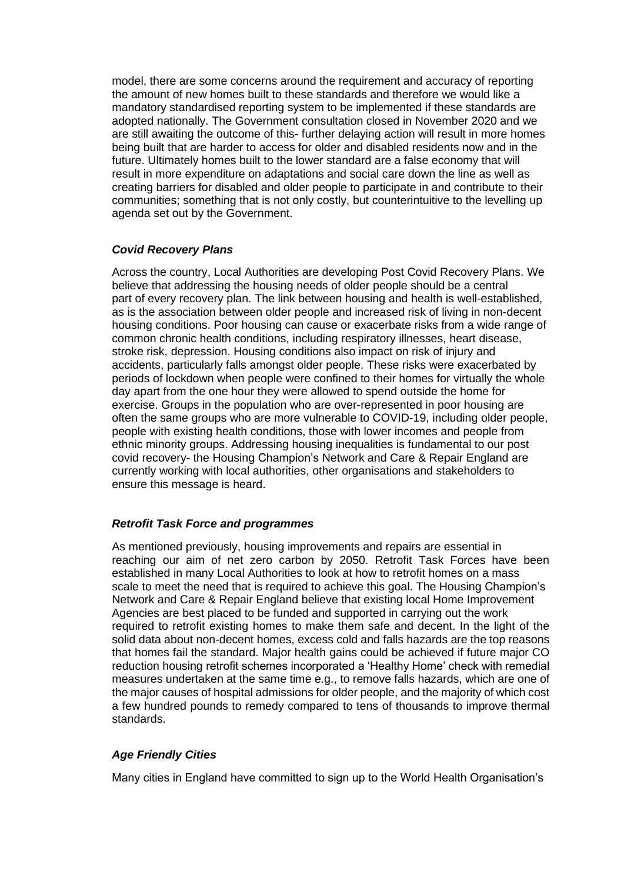model, there are some concerns around the requirement and accuracy of reporting the amount of new homes built to these standards and therefore we would like a mandatory standardised reporting system to be implemented if these standards are adopted nationally. The Government consultation closed in November 2020 and we are still awaiting the outcome of this- further delaying action will result in more homes being built that are harder to access for older and disabled residents now and in the future. Ultimately homes built to the lower standard are a false economy that will result in more expenditure on adaptations and social care down the line as well as creating barriers for disabled and older people to participate in and contribute to their communities; something that is not only costly, but counterintuitive to the levelling up agenda set out by the Government.

***Covid Recovery Plans***

Across the country, Local Authorities are developing Post Covid Recovery Plans. We believe that addressing the housing needs of older people should be a central part of every recovery plan. The link between housing and health is well-established, as is the association between older people and increased risk of living in non-decent housing conditions. Poor housing can cause or exacerbate risks from a wide range of common chronic health conditions, including respiratory illnesses, heart disease, stroke risk, depression. Housing conditions also impact on risk of injury and accidents, particularly falls amongst older people. These risks were exacerbated by periods of lockdown when people were confined to their homes for virtually the whole day apart from the one hour they were allowed to spend outside the home for exercise. Groups in the population who are over-represented in poor housing are often the same groups who are more vulnerable to COVID-19, including older people, people with existing health conditions, those with lower incomes and people from ethnic minority groups. Addressing housing inequalities is fundamental to our post covid recovery- the Housing Champion's Network and Care & Repair England are currently working with local authorities, other organisations and stakeholders to ensure this message is heard.

***Retrofit Task Force and programmes***

As mentioned previously, housing improvements and repairs are essential in reaching our aim of net zero carbon by 2050. Retrofit Task Forces have been established in many Local Authorities to look at how to retrofit homes on a mass scale to meet the need that is required to achieve this goal. The Housing Champion's Network and Care & Repair England believe that existing local Home Improvement Agencies are best placed to be funded and supported in carrying out the work required to retrofit existing homes to make them safe and decent. In the light of the solid data about non-decent homes, excess cold and falls hazards are the top reasons that homes fail the standard. Major health gains could be achieved if future major CO reduction housing retrofit schemes incorporated a 'Healthy Home' check with remedial measures undertaken at the same time e.g., to remove falls hazards, which are one of the major causes of hospital admissions for older people, and the majority of which cost a few hundred pounds to remedy compared to tens of thousands to improve thermal standards.

***Age Friendly Cities***

Many cities in England have committed to sign up to the World Health Organisation's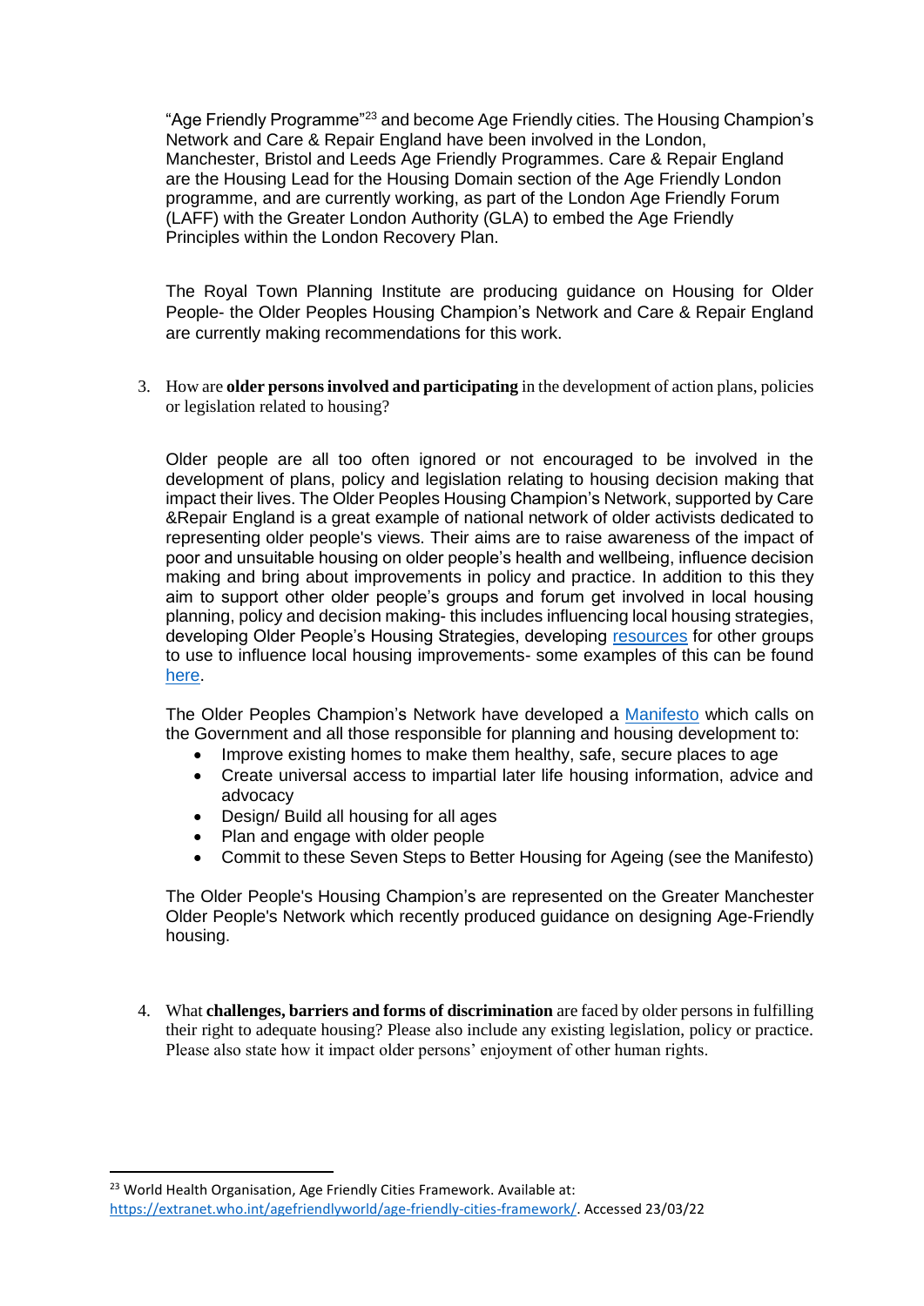"Age Friendly Programme"[23] and become Age Friendly cities. The Housing Champion's Network and Care & Repair England have been involved in the London, Manchester, Bristol and Leeds Age Friendly Programmes. Care & Repair England are the Housing Lead for the Housing Domain section of the Age Friendly London programme, and are currently working, as part of the London Age Friendly Forum (LAFF) with the Greater London Authority (GLA) to embed the Age Friendly Principles within the London Recovery Plan.

The Royal Town Planning Institute are producing guidance on Housing for Older People- the Older Peoples Housing Champion's Network and Care & Repair England are currently making recommendations for this work.

3. How are **older persons involved and participating** in the development of action plans, policies or legislation related to housing?

   Older people are all too often ignored or not encouraged to be involved in the development of plans, policy and legislation relating to housing decision making that impact their lives. The Older Peoples Housing Champion's Network, supported by Care &Repair England is a great example of national network of older activists dedicated to representing older people's views. Their aims are to raise awareness of the impact of poor and unsuitable housing on older people's health and wellbeing, influence decision making and bring about improvements in policy and practice. In addition to this they aim to support other older people's groups and forum get involved in local housing planning, policy and decision making- this includes influencing local housing strategies, developing Older People's Housing Strategies, developing [resources]() for other groups to use to influence local housing improvements- some examples of this can be found [here]().

   The Older Peoples Champion's Network have developed a [Manifesto]() which calls on the Government and all those responsible for planning and housing development to:

   - Improve existing homes to make them healthy, safe, secure places to age
   - Create universal access to impartial later life housing information, advice and advocacy
   - Design/ Build all housing for all ages
   - Plan and engage with older people
   - Commit to these Seven Steps to Better Housing for Ageing (see the Manifesto)

   The Older People's Housing Champion's are represented on the Greater Manchester Older People's Network which recently produced guidance on designing Age-Friendly housing.

4. What **challenges, barriers and forms of discrimination** are faced by older persons in fulfilling their right to adequate housing? Please also include any existing legislation, policy or practice. Please also state how it impact older persons' enjoyment of other human rights.

---

[23] World Health Organisation, Age Friendly Cities Framework. Available at: https://extranet.who.int/agefriendlyworld/age-friendly-cities-framework/. Accessed 23/03/22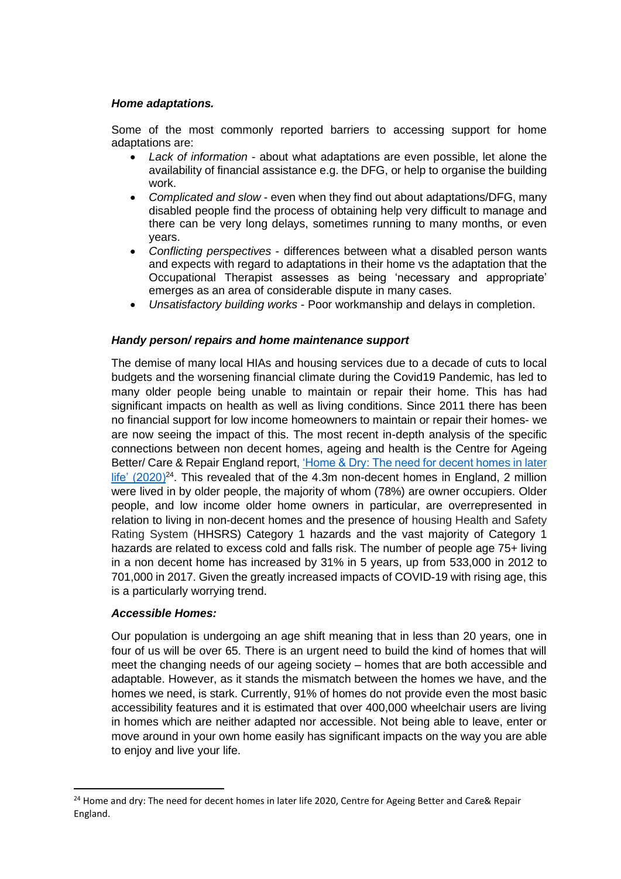***Home adaptations.***

Some of the most commonly reported barriers to accessing support for home adaptations are:

- *Lack of information* - about what adaptations are even possible, let alone the availability of financial assistance e.g. the DFG, or help to organise the building work.
- *Complicated and slow* - even when they find out about adaptations/DFG, many disabled people find the process of obtaining help very difficult to manage and there can be very long delays, sometimes running to many months, or even years.
- *Conflicting perspectives* - differences between what a disabled person wants and expects with regard to adaptations in their home vs the adaptation that the Occupational Therapist assesses as being 'necessary and appropriate' emerges as an area of considerable dispute in many cases.
- *Unsatisfactory building works* - Poor workmanship and delays in completion.

***Handy person/ repairs and home maintenance support***

The demise of many local HIAs and housing services due to a decade of cuts to local budgets and the worsening financial climate during the Covid19 Pandemic, has led to many older people being unable to maintain or repair their home. This has had significant impacts on health as well as living conditions. Since 2011 there has been no financial support for low income homeowners to maintain or repair their homes- we are now seeing the impact of this. The most recent in-depth analysis of the specific connections between non decent homes, ageing and health is the Centre for Ageing Better/ Care & Repair England report, 'Home & Dry: The need for decent homes in later life' (2020)[24]. This revealed that of the 4.3m non-decent homes in England, 2 million were lived in by older people, the majority of whom (78%) are owner occupiers. Older people, and low income older home owners in particular, are overrepresented in relation to living in non-decent homes and the presence of housing Health and Safety Rating System (HHSRS) Category 1 hazards and the vast majority of Category 1 hazards are related to excess cold and falls risk. The number of people age 75+ living in a non decent home has increased by 31% in 5 years, up from 533,000 in 2012 to 701,000 in 2017. Given the greatly increased impacts of COVID-19 with rising age, this is a particularly worrying trend.

***Accessible Homes:***

Our population is undergoing an age shift meaning that in less than 20 years, one in four of us will be over 65. There is an urgent need to build the kind of homes that will meet the changing needs of our ageing society – homes that are both accessible and adaptable. However, as it stands the mismatch between the homes we have, and the homes we need, is stark. Currently, 91% of homes do not provide even the most basic accessibility features and it is estimated that over 400,000 wheelchair users are living in homes which are neither adapted nor accessible. Not being able to leave, enter or move around in your own home easily has significant impacts on the way you are able to enjoy and live your life.

---

[24] Home and dry: The need for decent homes in later life 2020, Centre for Ageing Better and Care& Repair England.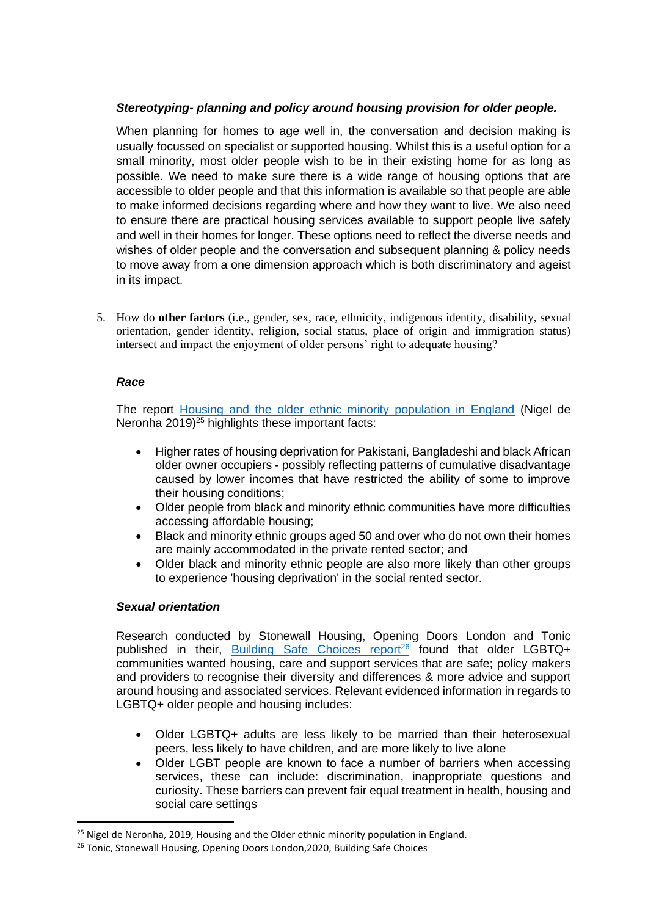***Stereotyping- planning and policy around housing provision for older people.***

When planning for homes to age well in, the conversation and decision making is usually focussed on specialist or supported housing. Whilst this is a useful option for a small minority, most older people wish to be in their existing home for as long as possible. We need to make sure there is a wide range of housing options that are accessible to older people and that this information is available so that people are able to make informed decisions regarding where and how they want to live. We also need to ensure there are practical housing services available to support people live safely and well in their homes for longer. These options need to reflect the diverse needs and wishes of older people and the conversation and subsequent planning & policy needs to move away from a one dimension approach which is both discriminatory and ageist in its impact.

5. How do **other factors** (i.e., gender, sex, race, ethnicity, indigenous identity, disability, sexual orientation, gender identity, religion, social status, place of origin and immigration status) intersect and impact the enjoyment of older persons' right to adequate housing?

***Race***

The report [Housing and the older ethnic minority population in England](Housing and the older ethnic minority population in England) (Nigel de Neronha 2019)[25] highlights these important facts:

- Higher rates of housing deprivation for Pakistani, Bangladeshi and black African older owner occupiers - possibly reflecting patterns of cumulative disadvantage caused by lower incomes that have restricted the ability of some to improve their housing conditions;
- Older people from black and minority ethnic communities have more difficulties accessing affordable housing;
- Black and minority ethnic groups aged 50 and over who do not own their homes are mainly accommodated in the private rented sector; and
- Older black and minority ethnic people are also more likely than other groups to experience 'housing deprivation' in the social rented sector.

***Sexual orientation***

Research conducted by Stonewall Housing, Opening Doors London and Tonic published in their, Building Safe Choices report[26] found that older LGBTQ+ communities wanted housing, care and support services that are safe; policy makers and providers to recognise their diversity and differences & more advice and support around housing and associated services. Relevant evidenced information in regards to LGBTQ+ older people and housing includes:

- Older LGBTQ+ adults are less likely to be married than their heterosexual peers, less likely to have children, and are more likely to live alone
- Older LGBT people are known to face a number of barriers when accessing services, these can include: discrimination, inappropriate questions and curiosity. These barriers can prevent fair equal treatment in health, housing and social care settings

[25] Nigel de Neronha, 2019, Housing and the Older ethnic minority population in England.

[26] Tonic, Stonewall Housing, Opening Doors London,2020, Building Safe Choices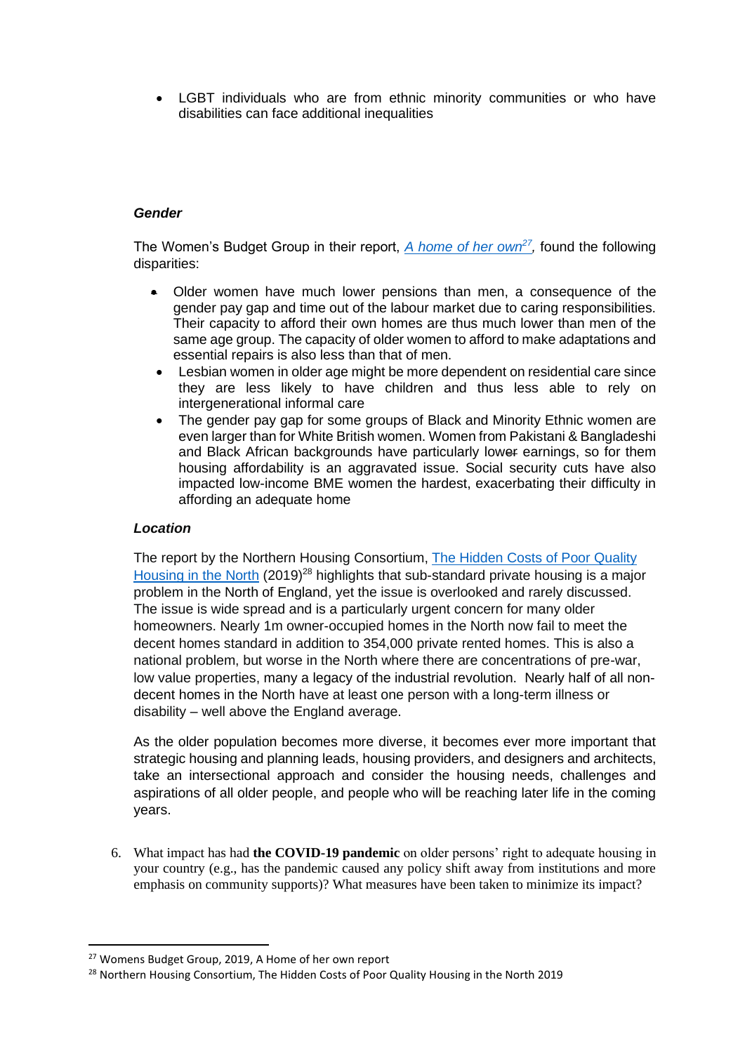- LGBT individuals who are from ethnic minority communities or who have disabilities can face additional inequalities

***Gender***

The Women's Budget Group in their report, *[A home of her own](#)*[27], found the following disparities:

- Older women have much lower pensions than men, a consequence of the gender pay gap and time out of the labour market due to caring responsibilities. Their capacity to afford their own homes are thus much lower than men of the same age group. The capacity of older women to afford to make adaptations and essential repairs is also less than that of men.
- Lesbian women in older age might be more dependent on residential care since they are less likely to have children and thus less able to rely on intergenerational informal care
- The gender pay gap for some groups of Black and Minority Ethnic women are even larger than for White British women. Women from Pakistani & Bangladeshi and Black African backgrounds have particularly lower earnings, so for them housing affordability is an aggravated issue. Social security cuts have also impacted low-income BME women the hardest, exacerbating their difficulty in affording an adequate home

***Location***

The report by the Northern Housing Consortium, [The Hidden Costs of Poor Quality Housing in the North](#) (2019)[28] highlights that sub-standard private housing is a major problem in the North of England, yet the issue is overlooked and rarely discussed. The issue is wide spread and is a particularly urgent concern for many older homeowners. Nearly 1m owner-occupied homes in the North now fail to meet the decent homes standard in addition to 354,000 private rented homes. This is also a national problem, but worse in the North where there are concentrations of pre-war, low value properties, many a legacy of the industrial revolution. Nearly half of all non-decent homes in the North have at least one person with a long-term illness or disability – well above the England average.

As the older population becomes more diverse, it becomes ever more important that strategic housing and planning leads, housing providers, and designers and architects, take an intersectional approach and consider the housing needs, challenges and aspirations of all older people, and people who will be reaching later life in the coming years.

6. What impact has had **the COVID-19 pandemic** on older persons' right to adequate housing in your country (e.g., has the pandemic caused any policy shift away from institutions and more emphasis on community supports)? What measures have been taken to minimize its impact?

---

[27] Womens Budget Group, 2019, A Home of her own report

[28] Northern Housing Consortium, The Hidden Costs of Poor Quality Housing in the North 2019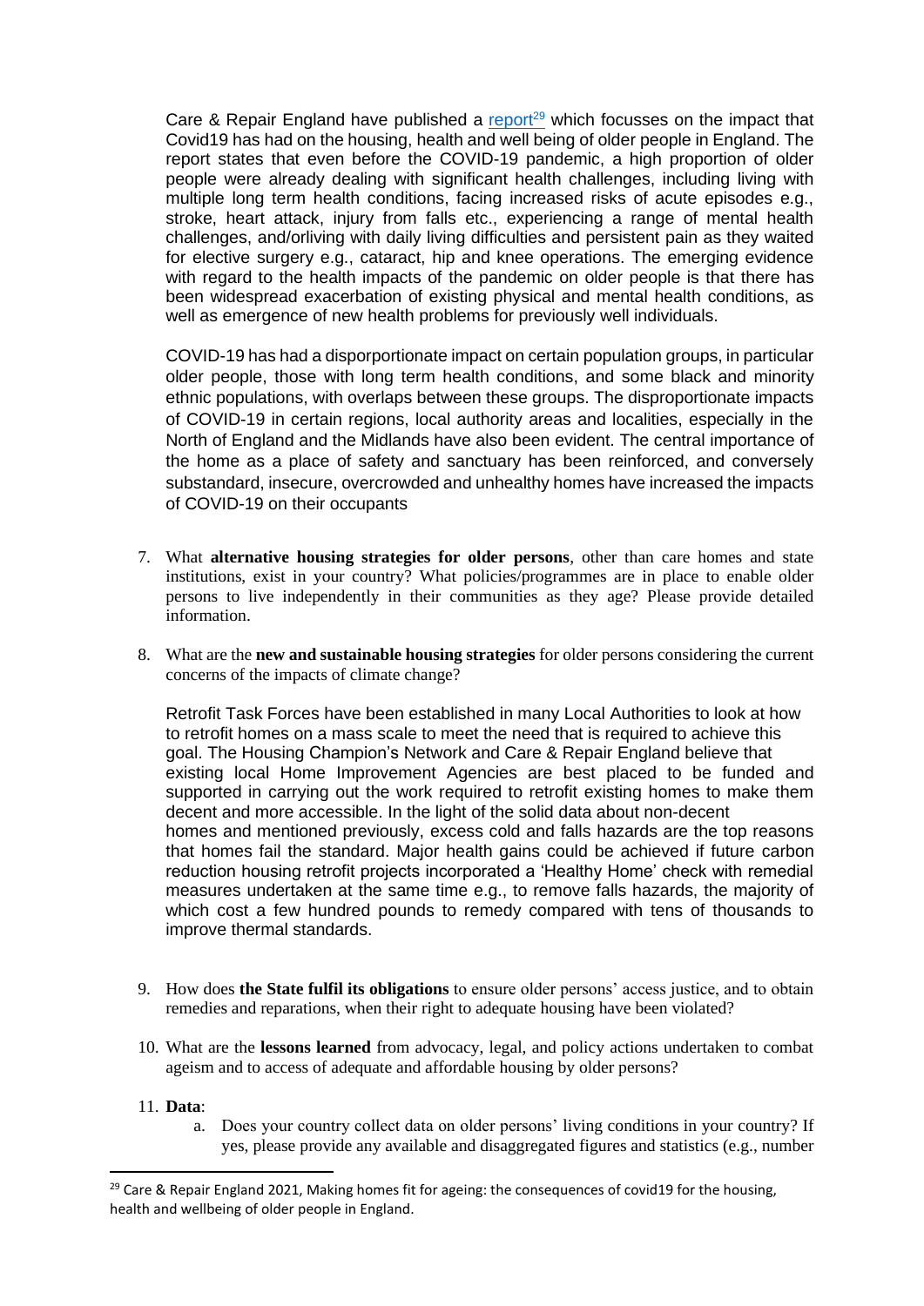Care & Repair England have published a [report][29] which focusses on the impact that Covid19 has had on the housing, health and well being of older people in England. The report states that even before the COVID-19 pandemic, a high proportion of older people were already dealing with significant health challenges, including living with multiple long term health conditions, facing increased risks of acute episodes e.g., stroke, heart attack, injury from falls etc., experiencing a range of mental health challenges, and/orliving with daily living difficulties and persistent pain as they waited for elective surgery e.g., cataract, hip and knee operations. The emerging evidence with regard to the health impacts of the pandemic on older people is that there has been widespread exacerbation of existing physical and mental health conditions, as well as emergence of new health problems for previously well individuals.

COVID-19 has had a disporportionate impact on certain population groups, in particular older people, those with long term health conditions, and some black and minority ethnic populations, with overlaps between these groups. The disproportionate impacts of COVID-19 in certain regions, local authority areas and localities, especially in the North of England and the Midlands have also been evident. The central importance of the home as a place of safety and sanctuary has been reinforced, and conversely substandard, insecure, overcrowded and unhealthy homes have increased the impacts of COVID-19 on their occupants

7. What **alternative housing strategies for older persons**, other than care homes and state institutions, exist in your country? What policies/programmes are in place to enable older persons to live independently in their communities as they age? Please provide detailed information.

8. What are the **new and sustainable housing strategies** for older persons considering the current concerns of the impacts of climate change?

   Retrofit Task Forces have been established in many Local Authorities to look at how to retrofit homes on a mass scale to meet the need that is required to achieve this goal. The Housing Champion's Network and Care & Repair England believe that existing local Home Improvement Agencies are best placed to be funded and supported in carrying out the work required to retrofit existing homes to make them decent and more accessible. In the light of the solid data about non-decent homes and mentioned previously, excess cold and falls hazards are the top reasons that homes fail the standard. Major health gains could be achieved if future carbon reduction housing retrofit projects incorporated a 'Healthy Home' check with remedial measures undertaken at the same time e.g., to remove falls hazards, the majority of which cost a few hundred pounds to remedy compared with tens of thousands to improve thermal standards.

9. How does **the State fulfil its obligations** to ensure older persons' access justice, and to obtain remedies and reparations, when their right to adequate housing have been violated?

10. What are the **lessons learned** from advocacy, legal, and policy actions undertaken to combat ageism and to access of adequate and affordable housing by older persons?

11. **Data**:
    a. Does your country collect data on older persons' living conditions in your country? If yes, please provide any available and disaggregated figures and statistics (e.g., number

[29] Care & Repair England 2021, Making homes fit for ageing: the consequences of covid19 for the housing, health and wellbeing of older people in England.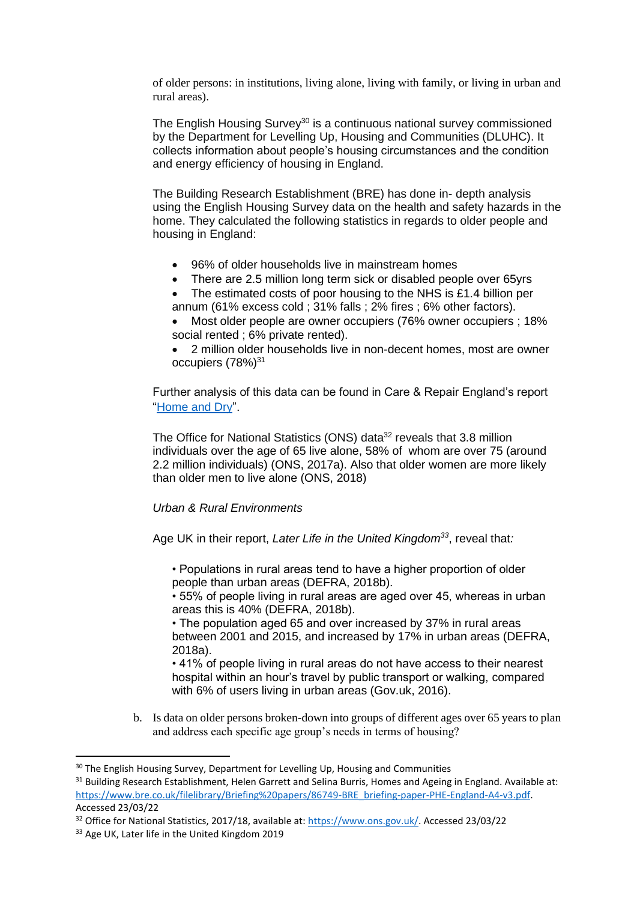of older persons: in institutions, living alone, living with family, or living in urban and rural areas).

The English Housing Survey[30] is a continuous national survey commissioned by the Department for Levelling Up, Housing and Communities (DLUHC). It collects information about people's housing circumstances and the condition and energy efficiency of housing in England.

The Building Research Establishment (BRE) has done in- depth analysis using the English Housing Survey data on the health and safety hazards in the home. They calculated the following statistics in regards to older people and housing in England:

- 96% of older households live in mainstream homes
- There are 2.5 million long term sick or disabled people over 65yrs
- The estimated costs of poor housing to the NHS is £1.4 billion per annum (61% excess cold ; 31% falls ; 2% fires ; 6% other factors).
- Most older people are owner occupiers (76% owner occupiers ; 18% social rented ; 6% private rented).
- 2 million older households live in non-decent homes, most are owner occupiers (78%)[31]

Further analysis of this data can be found in Care & Repair England's report "[Home and Dry]".

The Office for National Statistics (ONS) data[32] reveals that 3.8 million individuals over the age of 65 live alone, 58% of whom are over 75 (around 2.2 million individuals) (ONS, 2017a). Also that older women are more likely than older men to live alone (ONS, 2018)

*Urban & Rural Environments*

Age UK in their report, *Later Life in the United Kingdom*[33], reveal that:

- Populations in rural areas tend to have a higher proportion of older people than urban areas (DEFRA, 2018b).
- 55% of people living in rural areas are aged over 45, whereas in urban areas this is 40% (DEFRA, 2018b).
- The population aged 65 and over increased by 37% in rural areas between 2001 and 2015, and increased by 17% in urban areas (DEFRA, 2018a).
- 41% of people living in rural areas do not have access to their nearest hospital within an hour's travel by public transport or walking, compared with 6% of users living in urban areas (Gov.uk, 2016).

b. Is data on older persons broken-down into groups of different ages over 65 years to plan and address each specific age group's needs in terms of housing?

---

[30] The English Housing Survey, Department for Levelling Up, Housing and Communities

[31] Building Research Establishment, Helen Garrett and Selina Burris, Homes and Ageing in England. Available at: https://www.bre.co.uk/filelibrary/Briefing%20papers/86749-BRE_briefing-paper-PHE-England-A4-v3.pdf. Accessed 23/03/22

[32] Office for National Statistics, 2017/18, available at: https://www.ons.gov.uk/. Accessed 23/03/22

[33] Age UK, Later life in the United Kingdom 2019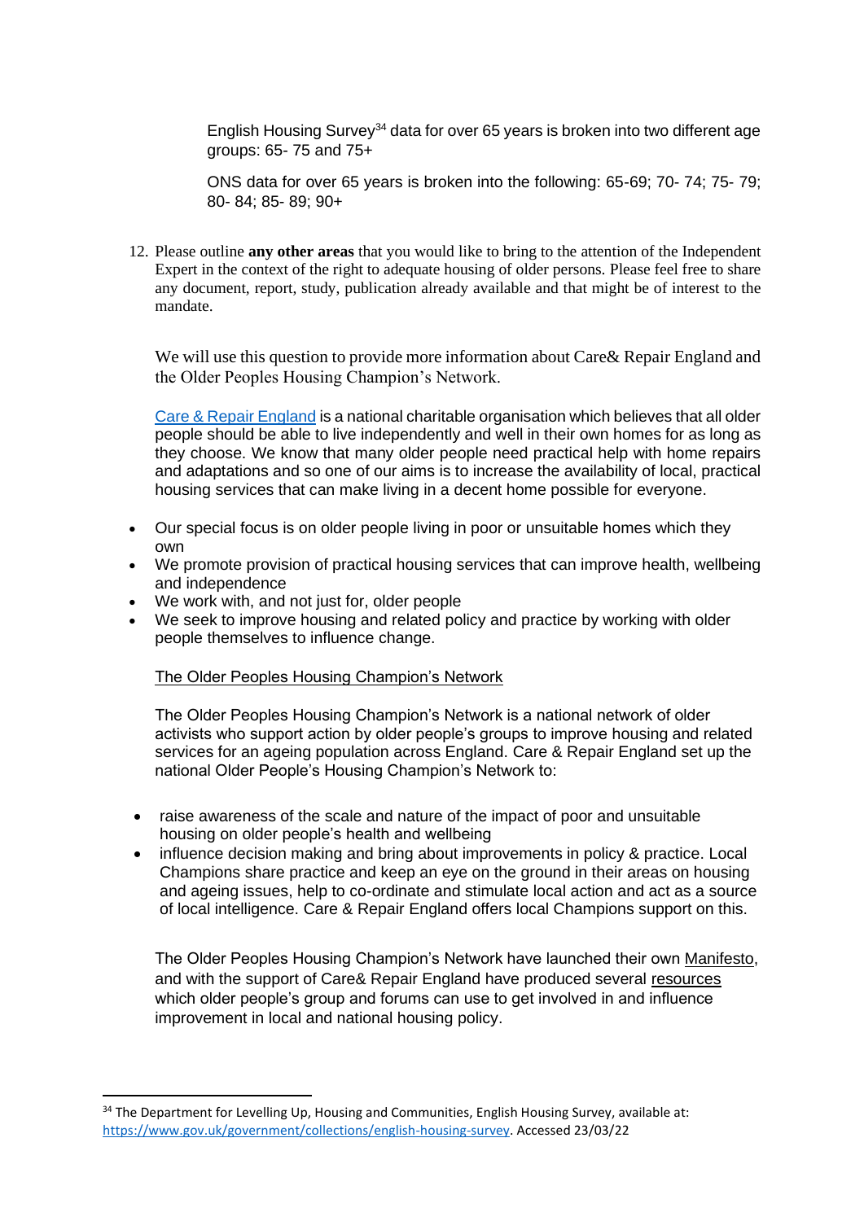English Housing Survey[34] data for over 65 years is broken into two different age groups: 65- 75 and 75+

ONS data for over 65 years is broken into the following: 65-69; 70- 74; 75- 79; 80- 84; 85- 89; 90+

12. Please outline **any other areas** that you would like to bring to the attention of the Independent Expert in the context of the right to adequate housing of older persons. Please feel free to share any document, report, study, publication already available and that might be of interest to the mandate.

We will use this question to provide more information about Care& Repair England and the Older Peoples Housing Champion's Network.

Care & Repair England is a national charitable organisation which believes that all older people should be able to live independently and well in their own homes for as long as they choose. We know that many older people need practical help with home repairs and adaptations and so one of our aims is to increase the availability of local, practical housing services that can make living in a decent home possible for everyone.

- Our special focus is on older people living in poor or unsuitable homes which they own
- We promote provision of practical housing services that can improve health, wellbeing and independence
- We work with, and not just for, older people
- We seek to improve housing and related policy and practice by working with older people themselves to influence change.

The Older Peoples Housing Champion's Network

The Older Peoples Housing Champion's Network is a national network of older activists who support action by older people's groups to improve housing and related services for an ageing population across England. Care & Repair England set up the national Older People's Housing Champion's Network to:

- raise awareness of the scale and nature of the impact of poor and unsuitable housing on older people's health and wellbeing
- influence decision making and bring about improvements in policy & practice. Local Champions share practice and keep an eye on the ground in their areas on housing and ageing issues, help to co-ordinate and stimulate local action and act as a source of local intelligence. Care & Repair England offers local Champions support on this.

The Older Peoples Housing Champion's Network have launched their own Manifesto, and with the support of Care& Repair England have produced several resources which older people's group and forums can use to get involved in and influence improvement in local and national housing policy.

---

[34] The Department for Levelling Up, Housing and Communities, English Housing Survey, available at: https://www.gov.uk/government/collections/english-housing-survey. Accessed 23/03/22